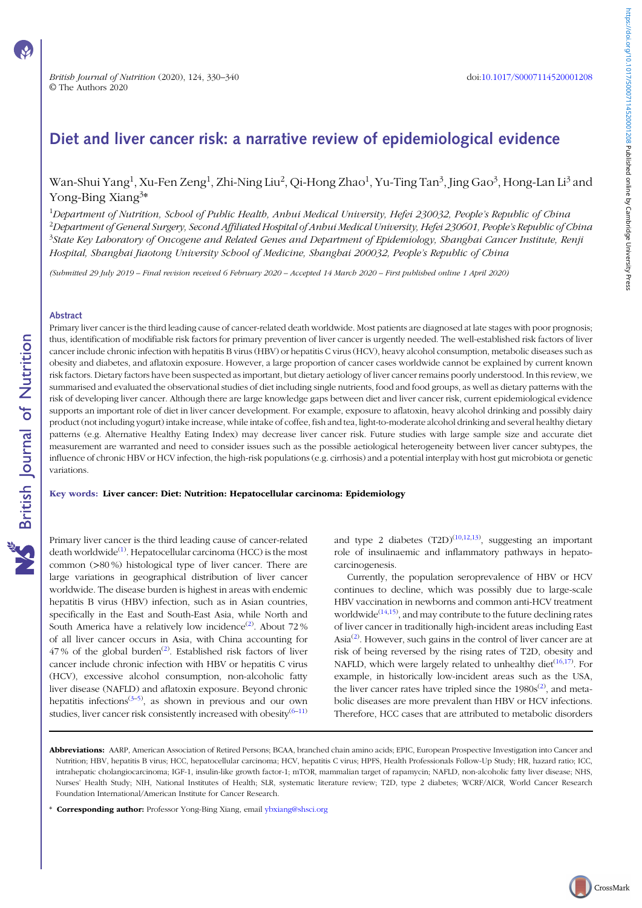doi:10.1017/S0007114520001208

# Diet and liver cancer risk: a narrative review of epidemiological evidence

Wan-Shui Yang[1], Xu-Fen Zeng[1], Zhi-Ning Liu[2], Qi-Hong Zhao[1], Yu-Ting Tan[3], Jing Gao[3], Hong-Lan Li[3] and Yong-Bing Xiang[3]*

[1]*Department of Nutrition, School of Public Health, Anhui Medical University, Hefei 230032, People's Republic of China*
[2]*Department of General Surgery, Second Affiliated Hospital of Anhui Medical University, Hefei 230601, People's Republic of China*
[3]*State Key Laboratory of Oncogene and Related Genes and Department of Epidemiology, Shanghai Cancer Institute, Renji Hospital, Shanghai Jiaotong University School of Medicine, Shanghai 200032, People's Republic of China*

*(Submitted 29 July 2019 – Final revision received 6 February 2020 – Accepted 14 March 2020 – First published online 1 April 2020)*

## Abstract

Primary liver cancer is the third leading cause of cancer-related death worldwide. Most patients are diagnosed at late stages with poor prognosis; thus, identification of modifiable risk factors for primary prevention of liver cancer is urgently needed. The well-established risk factors of liver cancer include chronic infection with hepatitis B virus (HBV) or hepatitis C virus (HCV), heavy alcohol consumption, metabolic diseases such as obesity and diabetes, and aflatoxin exposure. However, a large proportion of cancer cases worldwide cannot be explained by current known risk factors. Dietary factors have been suspected as important, but dietary aetiology of liver cancer remains poorly understood. In this review, we summarised and evaluated the observational studies of diet including single nutrients, food and food groups, as well as dietary patterns with the risk of developing liver cancer. Although there are large knowledge gaps between diet and liver cancer risk, current epidemiological evidence supports an important role of diet in liver cancer development. For example, exposure to aflatoxin, heavy alcohol drinking and possibly dairy product (not including yogurt) intake increase, while intake of coffee, fish and tea, light-to-moderate alcohol drinking and several healthy dietary patterns (e.g. Alternative Healthy Eating Index) may decrease liver cancer risk. Future studies with large sample size and accurate diet measurement are warranted and need to consider issues such as the possible aetiological heterogeneity between liver cancer subtypes, the influence of chronic HBV or HCV infection, the high-risk populations (e.g. cirrhosis) and a potential interplay with host gut microbiota or genetic variations.

**Key words: Liver cancer: Diet: Nutrition: Hepatocellular carcinoma: Epidemiology**

Primary liver cancer is the third leading cause of cancer-related death worldwide[1]. Hepatocellular carcinoma (HCC) is the most common (>80 %) histological type of liver cancer. There are large variations in geographical distribution of liver cancer worldwide. The disease burden is highest in areas with endemic hepatitis B virus (HBV) infection, such as in Asian countries, specifically in the East and South-East Asia, while North and South America have a relatively low incidence[2]. About 72 % of all liver cancer occurs in Asia, with China accounting for 47 % of the global burden[2]. Established risk factors of liver cancer include chronic infection with HBV or hepatitis C virus (HCV), excessive alcohol consumption, non-alcoholic fatty liver disease (NAFLD) and aflatoxin exposure. Beyond chronic hepatitis infections[3–5], as shown in previous and our own studies, liver cancer risk consistently increased with obesity[6–11] and type 2 diabetes (T2D)[10,12,13], suggesting an important role of insulinaemic and inflammatory pathways in hepatocarcinogenesis.

Currently, the population seroprevalence of HBV or HCV continues to decline, which was possibly due to large-scale HBV vaccination in newborns and common anti-HCV treatment worldwide[14,15], and may contribute to the future declining rates of liver cancer in traditionally high-incident areas including East Asia[2]. However, such gains in the control of liver cancer are at risk of being reversed by the rising rates of T2D, obesity and NAFLD, which were largely related to unhealthy diet[16,17]. For example, in historically low-incident areas such as the USA, the liver cancer rates have tripled since the 1980s[2], and metabolic diseases are more prevalent than HBV or HCV infections. Therefore, HCC cases that are attributed to metabolic disorders

**Abbreviations:** AARP, American Association of Retired Persons; BCAA, branched chain amino acids; EPIC, European Prospective Investigation into Cancer and Nutrition; HBV, hepatitis B virus; HCC, hepatocellular carcinoma; HCV, hepatitis C virus; HPFS, Health Professionals Follow-Up Study; HR, hazard ratio; ICC, intrahepatic cholangiocarcinoma; IGF-1, insulin-like growth factor-1; mTOR, mammalian target of rapamycin; NAFLD, non-alcoholic fatty liver disease; NHS, Nurses' Health Study; NIH, National Institutes of Health; SLR, systematic literature review; T2D, type 2 diabetes; WCRF/AICR, World Cancer Research Foundation International/American Institute for Cancer Research.

\* **Corresponding author:** Professor Yong-Bing Xiang, email ybxiang@shsci.org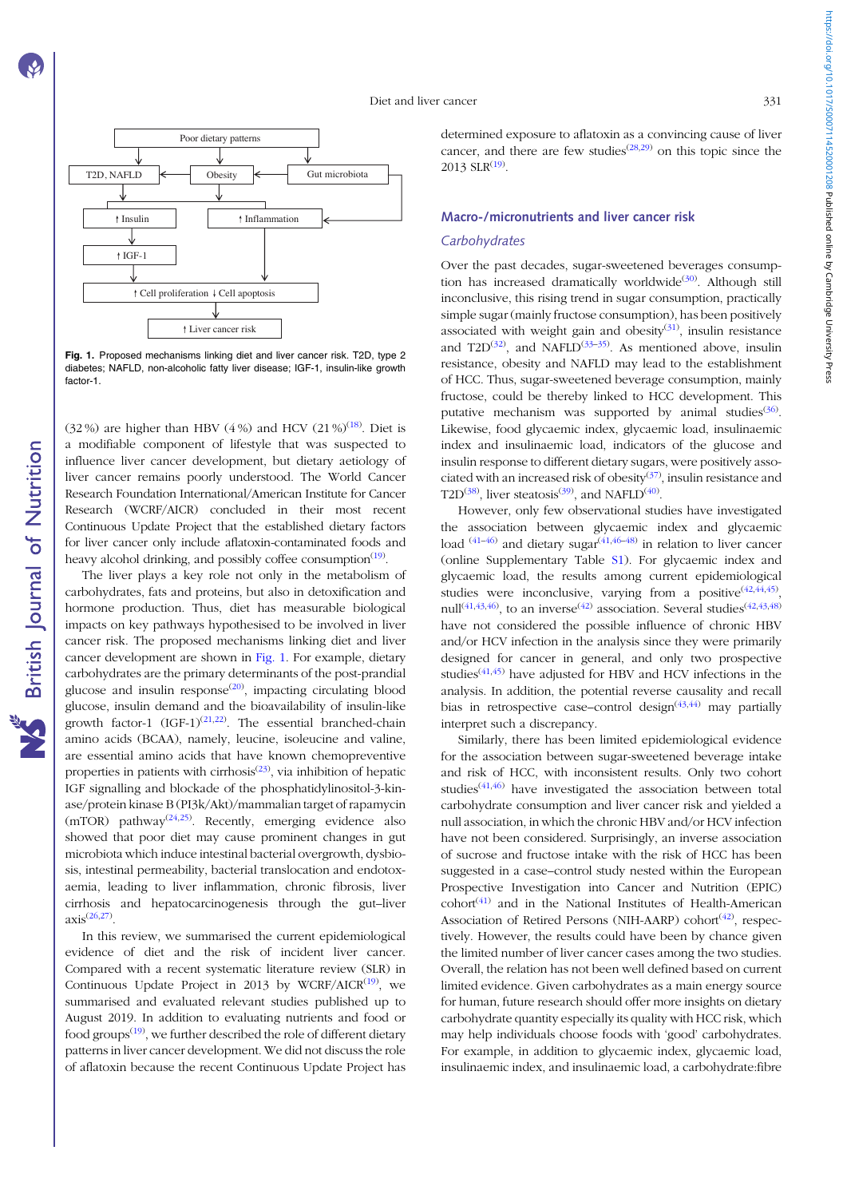Poor dietary patterns

T2D, NAFLD — Obesity — Gut microbiota

↑ Insulin — ↑ Inflammation

↑ IGF-1

↑ Cell proliferation ↓ Cell apoptosis

↑ Liver cancer risk

**Fig. 1.** Proposed mechanisms linking diet and liver cancer risk. T2D, type 2 diabetes; NAFLD, non-alcoholic fatty liver disease; IGF-1, insulin-like growth factor-1.

(32 %) are higher than HBV (4 %) and HCV (21 %)[18]. Diet is a modifiable component of lifestyle that was suspected to influence liver cancer development, but dietary aetiology of liver cancer remains poorly understood. The World Cancer Research Foundation International/American Institute for Cancer Research (WCRF/AICR) concluded in their most recent Continuous Update Project that the established dietary factors for liver cancer only include aflatoxin-contaminated foods and heavy alcohol drinking, and possibly coffee consumption[19].

The liver plays a key role not only in the metabolism of carbohydrates, fats and proteins, but also in detoxification and hormone production. Thus, diet has measurable biological impacts on key pathways hypothesised to be involved in liver cancer risk. The proposed mechanisms linking diet and liver cancer development are shown in Fig. 1. For example, dietary carbohydrates are the primary determinants of the post-prandial glucose and insulin response[20], impacting circulating blood glucose, insulin demand and the bioavailability of insulin-like growth factor-1 (IGF-1)[21,22]. The essential branched-chain amino acids (BCAA), namely, leucine, isoleucine and valine, are essential amino acids that have known chemopreventive properties in patients with cirrhosis[23], via inhibition of hepatic IGF signalling and blockade of the phosphatidylinositol-3-kinase/protein kinase B (PI3k/Akt)/mammalian target of rapamycin (mTOR) pathway[24,25]. Recently, emerging evidence also showed that poor diet may cause prominent changes in gut microbiota which induce intestinal bacterial overgrowth, dysbiosis, intestinal permeability, bacterial translocation and endotoxaemia, leading to liver inflammation, chronic fibrosis, liver cirrhosis and hepatocarcinogenesis through the gut–liver axis[26,27].

In this review, we summarised the current epidemiological evidence of diet and the risk of incident liver cancer. Compared with a recent systematic literature review (SLR) in Continuous Update Project in 2013 by WCRF/AICR[19], we summarised and evaluated relevant studies published up to August 2019. In addition to evaluating nutrients and food or food groups[19], we further described the role of different dietary patterns in liver cancer development. We did not discuss the role of aflatoxin because the recent Continuous Update Project has determined exposure to aflatoxin as a convincing cause of liver cancer, and there are few studies[28,29] on this topic since the 2013 SLR[19].

## Macro-/micronutrients and liver cancer risk

### Carbohydrates

Over the past decades, sugar-sweetened beverages consumption has increased dramatically worldwide[30]. Although still inconclusive, this rising trend in sugar consumption, practically simple sugar (mainly fructose consumption), has been positively associated with weight gain and obesity[31], insulin resistance and T2D[32], and NAFLD[33–35]. As mentioned above, insulin resistance, obesity and NAFLD may lead to the establishment of HCC. Thus, sugar-sweetened beverage consumption, mainly fructose, could be thereby linked to HCC development. This putative mechanism was supported by animal studies[36]. Likewise, food glycaemic index, glycaemic load, insulinaemic index and insulinaemic load, indicators of the glucose and insulin response to different dietary sugars, were positively associated with an increased risk of obesity[37], insulin resistance and T2D[38], liver steatosis[39], and NAFLD[40].

However, only few observational studies have investigated the association between glycaemic index and glycaemic load [41–46] and dietary sugar[41,46–48] in relation to liver cancer (online Supplementary Table S1). For glycaemic index and glycaemic load, the results among current epidemiological studies were inconclusive, varying from a positive[42,44,45], null[41,43,46], to an inverse[42] association. Several studies[42,43,48] have not considered the possible influence of chronic HBV and/or HCV infection in the analysis since they were primarily designed for cancer in general, and only two prospective studies[41,45] have adjusted for HBV and HCV infections in the analysis. In addition, the potential reverse causality and recall bias in retrospective case–control design[43,44] may partially interpret such a discrepancy.

Similarly, there has been limited epidemiological evidence for the association between sugar-sweetened beverage intake and risk of HCC, with inconsistent results. Only two cohort studies[41,46] have investigated the association between total carbohydrate consumption and liver cancer risk and yielded a null association, in which the chronic HBV and/or HCV infection have not been considered. Surprisingly, an inverse association of sucrose and fructose intake with the risk of HCC has been suggested in a case–control study nested within the European Prospective Investigation into Cancer and Nutrition (EPIC) cohort[41] and in the National Institutes of Health-American Association of Retired Persons (NIH-AARP) cohort[42], respectively. However, the results could have been by chance given the limited number of liver cancer cases among the two studies. Overall, the relation has not been well defined based on current limited evidence. Given carbohydrates as a main energy source for human, future research should offer more insights on dietary carbohydrate quantity especially its quality with HCC risk, which may help individuals choose foods with 'good' carbohydrates. For example, in addition to glycaemic index, glycaemic load, insulinaemic index, and insulinaemic load, a carbohydrate:fibre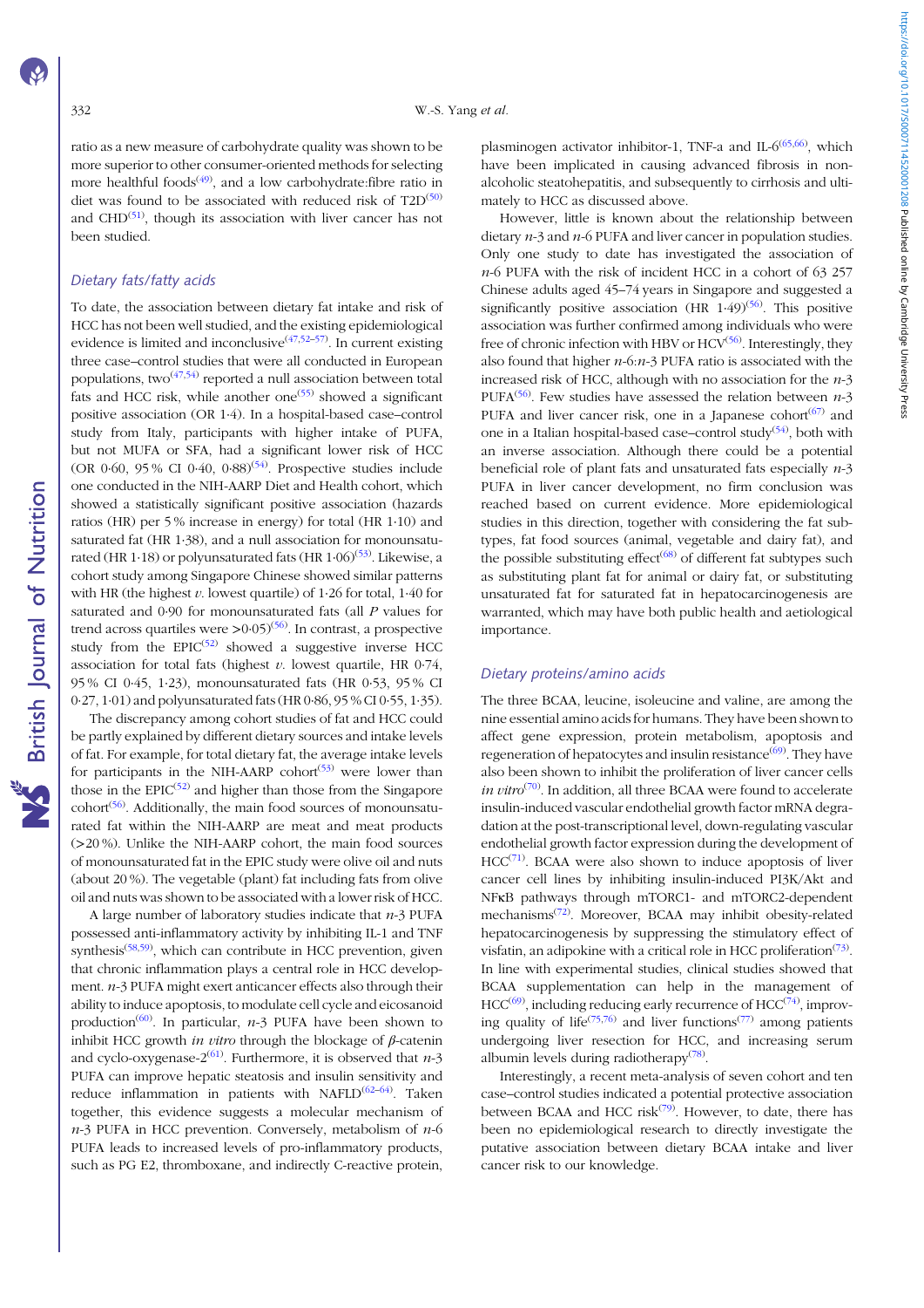ratio as a new measure of carbohydrate quality was shown to be more superior to other consumer-oriented methods for selecting more healthful foods[49], and a low carbohydrate:fibre ratio in diet was found to be associated with reduced risk of T2D[50] and CHD[51], though its association with liver cancer has not been studied.

### Dietary fats/fatty acids

To date, the association between dietary fat intake and risk of HCC has not been well studied, and the existing epidemiological evidence is limited and inconclusive[47,52–57]. In current existing three case–control studies that were all conducted in European populations, two[47,54] reported a null association between total fats and HCC risk, while another one[55] showed a significant positive association (OR 1·4). In a hospital-based case–control study from Italy, participants with higher intake of PUFA, but not MUFA or SFA, had a significant lower risk of HCC (OR 0·60, 95 % CI 0·40, 0·88)[54]. Prospective studies include one conducted in the NIH-AARP Diet and Health cohort, which showed a statistically significant positive association (hazards ratios (HR) per 5 % increase in energy) for total fat (HR 1·10) and saturated fat (HR 1·38), and a null association for monounsaturated (HR 1·18) or polyunsaturated fats (HR 1·06)[53]. Likewise, a cohort study among Singapore Chinese showed similar patterns with HR (the highest *v.* lowest quartile) of 1·26 for total, 1·40 for saturated and 0·90 for monounsaturated fats (all *P* values for trend across quartiles were >0·05)[56]. In contrast, a prospective study from the EPIC[52] showed a suggestive inverse HCC association for total fats (highest *v.* lowest quartile, HR 0·74, 95 % CI 0·45, 1·23), monounsaturated fats (HR 0·53, 95 % CI 0·27, 1·01) and polyunsaturated fats (HR 0·86, 95 % CI 0·55, 1·35).

The discrepancy among cohort studies of fat and HCC could be partly explained by different dietary sources and intake levels of fat. For example, for total dietary fat, the average intake levels for participants in the NIH-AARP cohort[53] were lower than those in the EPIC[52] and higher than those from the Singapore cohort[56]. Additionally, the main food sources of monounsaturated fat within the NIH-AARP are meat and meat products (>20 %). Unlike the NIH-AARP cohort, the main food sources of monounsaturated fat in the EPIC study were olive oil and nuts (about 20 %). The vegetable (plant) fat including fats from olive oil and nuts was shown to be associated with a lower risk of HCC.

A large number of laboratory studies indicate that *n*-3 PUFA possessed anti-inflammatory activity by inhibiting IL-1 and TNF synthesis[58,59], which can contribute in HCC prevention, given that chronic inflammation plays a central role in HCC development. *n*-3 PUFA might exert anticancer effects also through their ability to induce apoptosis, to modulate cell cycle and eicosanoid production[60]. In particular, *n*-3 PUFA have been shown to inhibit HCC growth *in vitro* through the blockage of $\beta$-catenin and cyclo-oxygenase-2[61]. Furthermore, it is observed that *n*-3 PUFA can improve hepatic steatosis and insulin sensitivity and reduce inflammation in patients with NAFLD[62–64]. Taken together, this evidence suggests a molecular mechanism of *n*-3 PUFA in HCC prevention. Conversely, metabolism of *n*-6 PUFA leads to increased levels of pro-inflammatory products, such as PG E2, thromboxane, and indirectly C-reactive protein, plasminogen activator inhibitor-1, TNF-a and IL-6[65,66], which have been implicated in causing advanced fibrosis in non-alcoholic steatohepatitis, and subsequently to cirrhosis and ultimately to HCC as discussed above.

However, little is known about the relationship between dietary *n*-3 and *n*-6 PUFA and liver cancer in population studies. Only one study to date has investigated the association of *n*-6 PUFA with the risk of incident HCC in a cohort of 63 257 Chinese adults aged 45–74 years in Singapore and suggested a significantly positive association (HR 1·49)[56]. This positive association was further confirmed among individuals who were free of chronic infection with HBV or HCV[56]. Interestingly, they also found that higher *n*-6:*n*-3 PUFA ratio is associated with the increased risk of HCC, although with no association for the *n*-3 PUFA[56]. Few studies have assessed the relation between *n*-3 PUFA and liver cancer risk, one in a Japanese cohort[67] and one in a Italian hospital-based case–control study[54], both with an inverse association. Although there could be a potential beneficial role of plant fats and unsaturated fats especially *n*-3 PUFA in liver cancer development, no firm conclusion was reached based on current evidence. More epidemiological studies in this direction, together with considering the fat subtypes, fat food sources (animal, vegetable and dairy fat), and the possible substituting effect[68] of different fat subtypes such as substituting plant fat for animal or dairy fat, or substituting unsaturated fat for saturated fat in hepatocarcinogenesis are warranted, which may have both public health and aetiological importance.

### Dietary proteins/amino acids

The three BCAA, leucine, isoleucine and valine, are among the nine essential amino acids for humans. They have been shown to affect gene expression, protein metabolism, apoptosis and regeneration of hepatocytes and insulin resistance[69]. They have also been shown to inhibit the proliferation of liver cancer cells *in vitro*[70]. In addition, all three BCAA were found to accelerate insulin-induced vascular endothelial growth factor mRNA degradation at the post-transcriptional level, down-regulating vascular endothelial growth factor expression during the development of HCC[71]. BCAA were also shown to induce apoptosis of liver cancer cell lines by inhibiting insulin-induced PI3K/Akt and NFκB pathways through mTORC1- and mTORC2-dependent mechanisms[72]. Moreover, BCAA may inhibit obesity-related hepatocarcinogenesis by suppressing the stimulatory effect of visfatin, an adipokine with a critical role in HCC proliferation[73]. In line with experimental studies, clinical studies showed that BCAA supplementation can help in the management of HCC[69], including reducing early recurrence of HCC[74], improving quality of life[75,76] and liver functions[77] among patients undergoing liver resection for HCC, and increasing serum albumin levels during radiotherapy[78].

Interestingly, a recent meta-analysis of seven cohort and ten case–control studies indicated a potential protective association between BCAA and HCC risk[79]. However, to date, there has been no epidemiological research to directly investigate the putative association between dietary BCAA intake and liver cancer risk to our knowledge.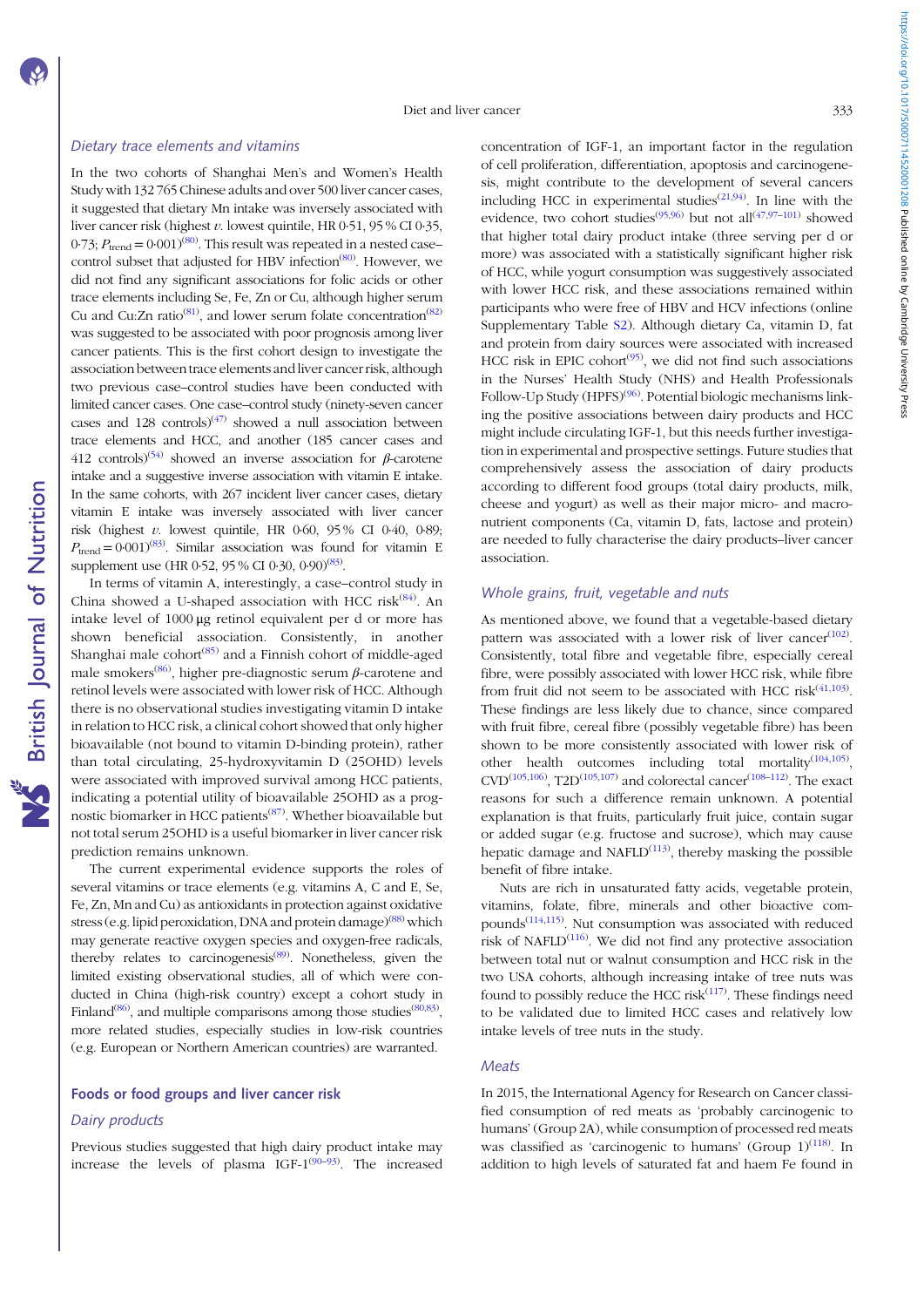### Dietary trace elements and vitamins

In the two cohorts of Shanghai Men's and Women's Health Study with 132 765 Chinese adults and over 500 liver cancer cases, it suggested that dietary Mn intake was inversely associated with liver cancer risk (highest *v.* lowest quintile, HR 0·51, 95 % CI 0·35, 0·73; $P_{trend}$ = 0·001)[80]. This result was repeated in a nested case–control subset that adjusted for HBV infection[80]. However, we did not find any significant associations for folic acids or other trace elements including Se, Fe, Zn or Cu, although higher serum Cu and Cu:Zn ratio[81], and lower serum folate concentration[82] was suggested to be associated with poor prognosis among liver cancer patients. This is the first cohort design to investigate the association between trace elements and liver cancer risk, although two previous case–control studies have been conducted with limited cancer cases. One case–control study (ninety-seven cancer cases and 128 controls)[47] showed a null association between trace elements and HCC, and another (185 cancer cases and 412 controls)[54] showed an inverse association for $\beta$-carotene intake and a suggestive inverse association with vitamin E intake. In the same cohorts, with 267 incident liver cancer cases, dietary vitamin E intake was inversely associated with liver cancer risk (highest *v.* lowest quintile, HR 0·60, 95 % CI 0·40, 0·89; $P_{trend}$ = 0·001)[83]. Similar association was found for vitamin E supplement use (HR 0·52, 95 % CI 0·30, 0·90)[83].

In terms of vitamin A, interestingly, a case–control study in China showed a U-shaped association with HCC risk[84]. An intake level of 1000 μg retinol equivalent per d or more has shown beneficial association. Consistently, in another Shanghai male cohort[85] and a Finnish cohort of middle-aged male smokers[86], higher pre-diagnostic serum $\beta$-carotene and retinol levels were associated with lower risk of HCC. Although there is no observational studies investigating vitamin D intake in relation to HCC risk, a clinical cohort showed that only higher bioavailable (not bound to vitamin D-binding protein), rather than total circulating, 25-hydroxyvitamin D (25OHD) levels were associated with improved survival among HCC patients, indicating a potential utility of bioavailable 25OHD as a prognostic biomarker in HCC patients[87]. Whether bioavailable but not total serum 25OHD is a useful biomarker in liver cancer risk prediction remains unknown.

The current experimental evidence supports the roles of several vitamins or trace elements (e.g. vitamins A, C and E, Se, Fe, Zn, Mn and Cu) as antioxidants in protection against oxidative stress (e.g. lipid peroxidation, DNA and protein damage)[88] which may generate reactive oxygen species and oxygen-free radicals, thereby relates to carcinogenesis[89]. Nonetheless, given the limited existing observational studies, all of which were conducted in China (high-risk country) except a cohort study in Finland[86], and multiple comparisons among those studies[80,83], more related studies, especially studies in low-risk countries (e.g. European or Northern American countries) are warranted.

## Foods or food groups and liver cancer risk

### Dairy products

Previous studies suggested that high dairy product intake may increase the levels of plasma IGF-1[90–93]. The increased concentration of IGF-1, an important factor in the regulation of cell proliferation, differentiation, apoptosis and carcinogenesis, might contribute to the development of several cancers including HCC in experimental studies[21,94]. In line with the evidence, two cohort studies[95,96] but not all[47,97–101] showed that higher total dairy product intake (three serving per d or more) was associated with a statistically significant higher risk of HCC, while yogurt consumption was suggestively associated with lower HCC risk, and these associations remained within participants who were free of HBV and HCV infections (online Supplementary Table S2). Although dietary Ca, vitamin D, fat and protein from dairy sources were associated with increased HCC risk in EPIC cohort[95], we did not find such associations in the Nurses' Health Study (NHS) and Health Professionals Follow-Up Study (HPFS)[96]. Potential biologic mechanisms linking the positive associations between dairy products and HCC might include circulating IGF-1, but this needs further investigation in experimental and prospective settings. Future studies that comprehensively assess the association of dairy products according to different food groups (total dairy products, milk, cheese and yogurt) as well as their major micro- and macronutrient components (Ca, vitamin D, fats, lactose and protein) are needed to fully characterise the dairy products–liver cancer association.

### Whole grains, fruit, vegetable and nuts

As mentioned above, we found that a vegetable-based dietary pattern was associated with a lower risk of liver cancer[102]. Consistently, total fibre and vegetable fibre, especially cereal fibre, were possibly associated with lower HCC risk, while fibre from fruit did not seem to be associated with HCC risk[41,103]. These findings are less likely due to chance, since compared with fruit fibre, cereal fibre (possibly vegetable fibre) has been shown to be more consistently associated with lower risk of other health outcomes including total mortality[104,105], CVD[105,106], T2D[105,107] and colorectal cancer[108–112]. The exact reasons for such a difference remain unknown. A potential explanation is that fruits, particularly fruit juice, contain sugar or added sugar (e.g. fructose and sucrose), which may cause hepatic damage and NAFLD[113], thereby masking the possible benefit of fibre intake.

Nuts are rich in unsaturated fatty acids, vegetable protein, vitamins, folate, fibre, minerals and other bioactive compounds[114,115]. Nut consumption was associated with reduced risk of NAFLD[116]. We did not find any protective association between total nut or walnut consumption and HCC risk in the two USA cohorts, although increasing intake of tree nuts was found to possibly reduce the HCC risk[117]. These findings need to be validated due to limited HCC cases and relatively low intake levels of tree nuts in the study.

### Meats

In 2015, the International Agency for Research on Cancer classified consumption of red meats as 'probably carcinogenic to humans' (Group 2A), while consumption of processed red meats was classified as 'carcinogenic to humans' (Group 1)[118]. In addition to high levels of saturated fat and haem Fe found in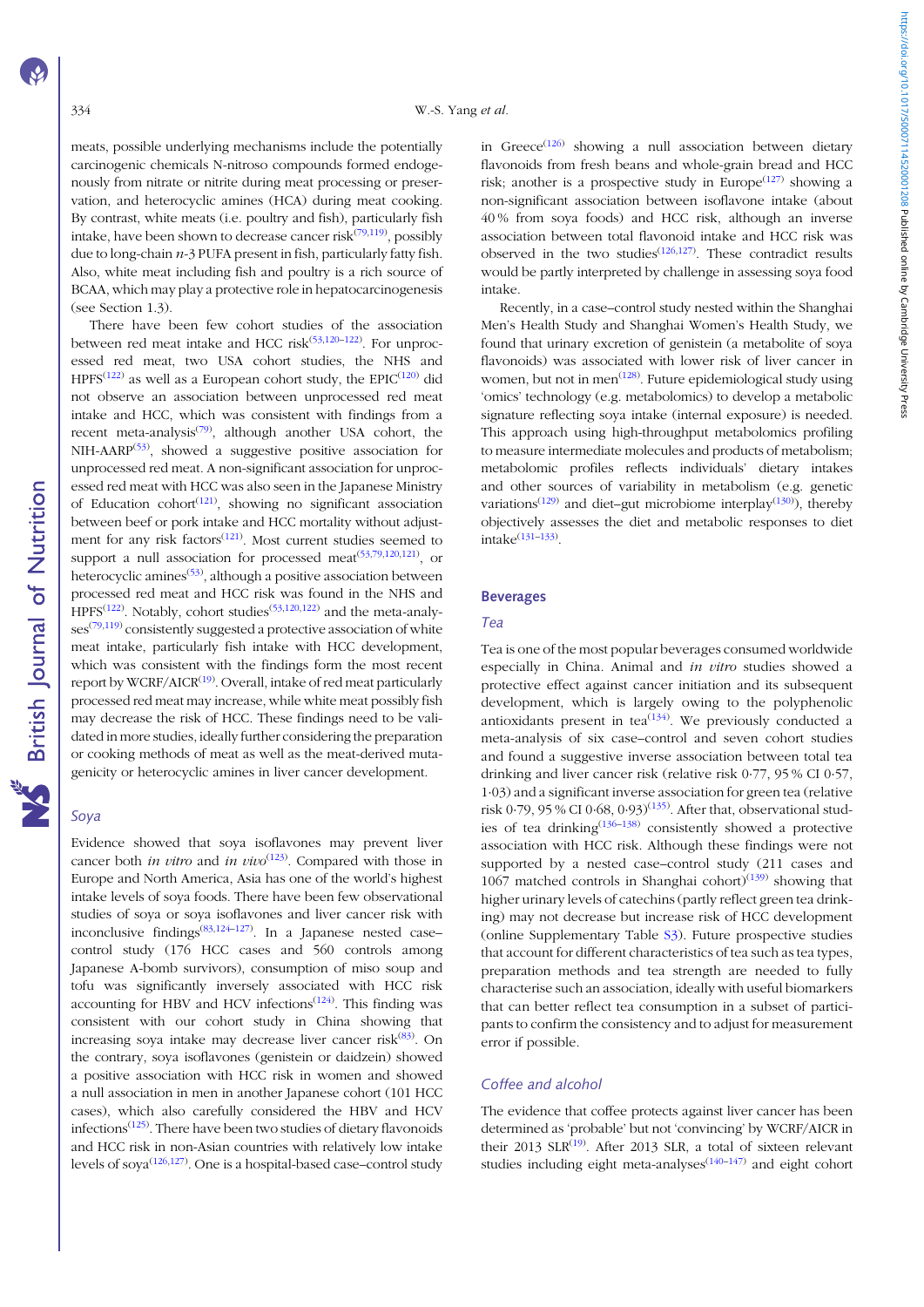meats, possible underlying mechanisms include the potentially carcinogenic chemicals N-nitroso compounds formed endogenously from nitrate or nitrite during meat processing or preservation, and heterocyclic amines (HCA) during meat cooking. By contrast, white meats (i.e. poultry and fish), particularly fish intake, have been shown to decrease cancer risk[79,119], possibly due to long-chain n-3 PUFA present in fish, particularly fatty fish. Also, white meat including fish and poultry is a rich source of BCAA, which may play a protective role in hepatocarcinogenesis (see Section 1.3).

There have been few cohort studies of the association between red meat intake and HCC risk[53,120–122]. For unprocessed red meat, two USA cohort studies, the NHS and HPFS[122] as well as a European cohort study, the EPIC[120] did not observe an association between unprocessed red meat intake and HCC, which was consistent with findings from a recent meta-analysis[79], although another USA cohort, the NIH-AARP[53], showed a suggestive positive association for unprocessed red meat. A non-significant association for unprocessed red meat with HCC was also seen in the Japanese Ministry of Education cohort[121], showing no significant association between beef or pork intake and HCC mortality without adjustment for any risk factors[121]. Most current studies seemed to support a null association for processed meat[53,79,120,121], or heterocyclic amines[53], although a positive association between processed red meat and HCC risk was found in the NHS and HPFS[122]. Notably, cohort studies[53,120,122] and the meta-analyses[79,119] consistently suggested a protective association of white meat intake, particularly fish intake with HCC development, which was consistent with the findings form the most recent report by WCRF/AICR[19]. Overall, intake of red meat particularly processed red meat may increase, while white meat possibly fish may decrease the risk of HCC. These findings need to be validated in more studies, ideally further considering the preparation or cooking methods of meat as well as the meat-derived mutagenicity or heterocyclic amines in liver cancer development.

### Soya

Evidence showed that soya isoflavones may prevent liver cancer both *in vitro* and *in vivo*[123]. Compared with those in Europe and North America, Asia has one of the world's highest intake levels of soya foods. There have been few observational studies of soya or soya isoflavones and liver cancer risk with inconclusive findings[83,124–127]. In a Japanese nested case–control study (176 HCC cases and 560 controls among Japanese A-bomb survivors), consumption of miso soup and tofu was significantly inversely associated with HCC risk accounting for HBV and HCV infections[124]. This finding was consistent with our cohort study in China showing that increasing soya intake may decrease liver cancer risk[83]. On the contrary, soya isoflavones (genistein or daidzein) showed a positive association with HCC risk in women and showed a null association in men in another Japanese cohort (101 HCC cases), which also carefully considered the HBV and HCV infections[125]. There have been two studies of dietary flavonoids and HCC risk in non-Asian countries with relatively low intake levels of soya[126,127]. One is a hospital-based case–control study in Greece[126] showing a null association between dietary flavonoids from fresh beans and whole-grain bread and HCC risk; another is a prospective study in Europe[127] showing a non-significant association between isoflavone intake (about 40 % from soya foods) and HCC risk, although an inverse association between total flavonoid intake and HCC risk was observed in the two studies[126,127]. These contradict results would be partly interpreted by challenge in assessing soya food intake.

Recently, in a case–control study nested within the Shanghai Men's Health Study and Shanghai Women's Health Study, we found that urinary excretion of genistein (a metabolite of soya flavonoids) was associated with lower risk of liver cancer in women, but not in men[128]. Future epidemiological study using 'omics' technology (e.g. metabolomics) to develop a metabolic signature reflecting soya intake (internal exposure) is needed. This approach using high-throughput metabolomics profiling to measure intermediate molecules and products of metabolism; metabolomic profiles reflects individuals' dietary intakes and other sources of variability in metabolism (e.g. genetic variations[129] and diet–gut microbiome interplay[130]), thereby objectively assesses the diet and metabolic responses to diet intake[131–133].

## Beverages

### Tea

Tea is one of the most popular beverages consumed worldwide especially in China. Animal and *in vitro* studies showed a protective effect against cancer initiation and its subsequent development, which is largely owing to the polyphenolic antioxidants present in tea[134]. We previously conducted a meta-analysis of six case–control and seven cohort studies and found a suggestive inverse association between total tea drinking and liver cancer risk (relative risk 0·77, 95 % CI 0·57, 1·03) and a significant inverse association for green tea (relative risk 0·79, 95 % CI 0·68, 0·93)[135]. After that, observational studies of tea drinking[136–138] consistently showed a protective association with HCC risk. Although these findings were not supported by a nested case–control study (211 cases and 1067 matched controls in Shanghai cohort)[139] showing that higher urinary levels of catechins (partly reflect green tea drinking) may not decrease but increase risk of HCC development (online Supplementary Table S3). Future prospective studies that account for different characteristics of tea such as tea types, preparation methods and tea strength are needed to fully characterise such an association, ideally with useful biomarkers that can better reflect tea consumption in a subset of participants to confirm the consistency and to adjust for measurement error if possible.

### Coffee and alcohol

The evidence that coffee protects against liver cancer has been determined as 'probable' but not 'convincing' by WCRF/AICR in their 2013 SLR[19]. After 2013 SLR, a total of sixteen relevant studies including eight meta-analyses[140–147] and eight cohort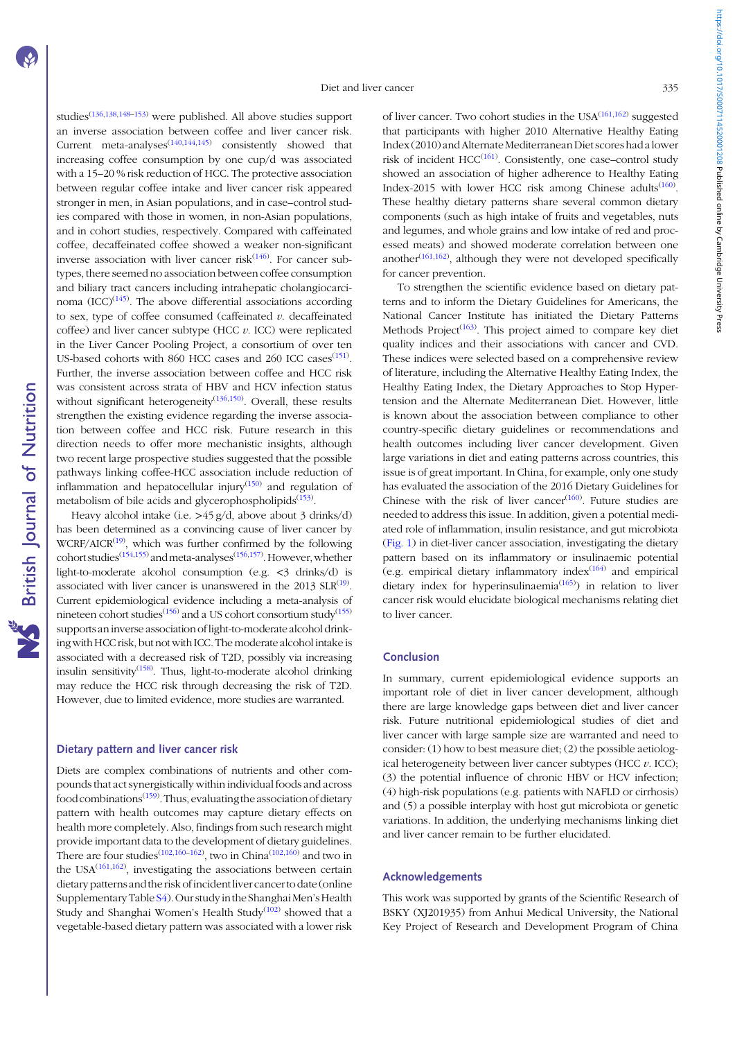studies[136,138,148–153] were published. All above studies support an inverse association between coffee and liver cancer risk. Current meta-analyses[140,144,145] consistently showed that increasing coffee consumption by one cup/d was associated with a 15–20 % risk reduction of HCC. The protective association between regular coffee intake and liver cancer risk appeared stronger in men, in Asian populations, and in case–control studies compared with those in women, in non-Asian populations, and in cohort studies, respectively. Compared with caffeinated coffee, decaffeinated coffee showed a weaker non-significant inverse association with liver cancer risk[146]. For cancer subtypes, there seemed no association between coffee consumption and biliary tract cancers including intrahepatic cholangiocarcinoma (ICC)[145]. The above differential associations according to sex, type of coffee consumed (caffeinated *v.* decaffeinated coffee) and liver cancer subtype (HCC *v.* ICC) were replicated in the Liver Cancer Pooling Project, a consortium of over ten US-based cohorts with 860 HCC cases and 260 ICC cases[151]. Further, the inverse association between coffee and HCC risk was consistent across strata of HBV and HCV infection status without significant heterogeneity[136,150]. Overall, these results strengthen the existing evidence regarding the inverse association between coffee and HCC risk. Future research in this direction needs to offer more mechanistic insights, although two recent large prospective studies suggested that the possible pathways linking coffee-HCC association include reduction of inflammation and hepatocellular injury[150] and regulation of metabolism of bile acids and glycerophospholipids[153].

Heavy alcohol intake (i.e. >45 g/d, above about 3 drinks/d) has been determined as a convincing cause of liver cancer by WCRF/AICR[19], which was further confirmed by the following cohort studies[154,155] and meta-analyses[156,157]. However, whether light-to-moderate alcohol consumption (e.g. <3 drinks/d) is associated with liver cancer is unanswered in the 2013 SLR[19]. Current epidemiological evidence including a meta-analysis of nineteen cohort studies[156] and a US cohort consortium study[155] supports an inverse association of light-to-moderate alcohol drinking with HCC risk, but not with ICC. The moderate alcohol intake is associated with a decreased risk of T2D, possibly via increasing insulin sensitivity[158]. Thus, light-to-moderate alcohol drinking may reduce the HCC risk through decreasing the risk of T2D. However, due to limited evidence, more studies are warranted.

## Dietary pattern and liver cancer risk

Diets are complex combinations of nutrients and other compounds that act synergistically within individual foods and across food combinations[159]. Thus, evaluating the association of dietary pattern with health outcomes may capture dietary effects on health more completely. Also, findings from such research might provide important data to the development of dietary guidelines. There are four studies[102,160–162], two in China[102,160] and two in the USA[161,162], investigating the associations between certain dietary patterns and the risk of incident liver cancer to date (online Supplementary Table S4). Our study in the Shanghai Men's Health Study and Shanghai Women's Health Study[102] showed that a vegetable-based dietary pattern was associated with a lower risk of liver cancer. Two cohort studies in the USA[161,162] suggested that participants with higher 2010 Alternative Healthy Eating Index (2010) and Alternate Mediterranean Diet scores had a lower risk of incident HCC[161]. Consistently, one case–control study showed an association of higher adherence to Healthy Eating Index-2015 with lower HCC risk among Chinese adults[160]. These healthy dietary patterns share several common dietary components (such as high intake of fruits and vegetables, nuts and legumes, and whole grains and low intake of red and processed meats) and showed moderate correlation between one another[161,162], although they were not developed specifically for cancer prevention.

To strengthen the scientific evidence based on dietary patterns and to inform the Dietary Guidelines for Americans, the National Cancer Institute has initiated the Dietary Patterns Methods Project[163]. This project aimed to compare key diet quality indices and their associations with cancer and CVD. These indices were selected based on a comprehensive review of literature, including the Alternative Healthy Eating Index, the Healthy Eating Index, the Dietary Approaches to Stop Hypertension and the Alternate Mediterranean Diet. However, little is known about the association between compliance to other country-specific dietary guidelines or recommendations and health outcomes including liver cancer development. Given large variations in diet and eating patterns across countries, this issue is of great important. In China, for example, only one study has evaluated the association of the 2016 Dietary Guidelines for Chinese with the risk of liver cancer[160]. Future studies are needed to address this issue. In addition, given a potential mediated role of inflammation, insulin resistance, and gut microbiota (Fig. 1) in diet-liver cancer association, investigating the dietary pattern based on its inflammatory or insulinaemic potential (e.g. empirical dietary inflammatory index[164] and empirical dietary index for hyperinsulinaemia[165]) in relation to liver cancer risk would elucidate biological mechanisms relating diet to liver cancer.

## Conclusion

In summary, current epidemiological evidence supports an important role of diet in liver cancer development, although there are large knowledge gaps between diet and liver cancer risk. Future nutritional epidemiological studies of diet and liver cancer with large sample size are warranted and need to consider: (1) how to best measure diet; (2) the possible aetiological heterogeneity between liver cancer subtypes (HCC *v.* ICC); (3) the potential influence of chronic HBV or HCV infection; (4) high-risk populations (e.g. patients with NAFLD or cirrhosis) and (5) a possible interplay with host gut microbiota or genetic variations. In addition, the underlying mechanisms linking diet and liver cancer remain to be further elucidated.

## Acknowledgements

This work was supported by grants of the Scientific Research of BSKY (XJ201935) from Anhui Medical University, the National Key Project of Research and Development Program of China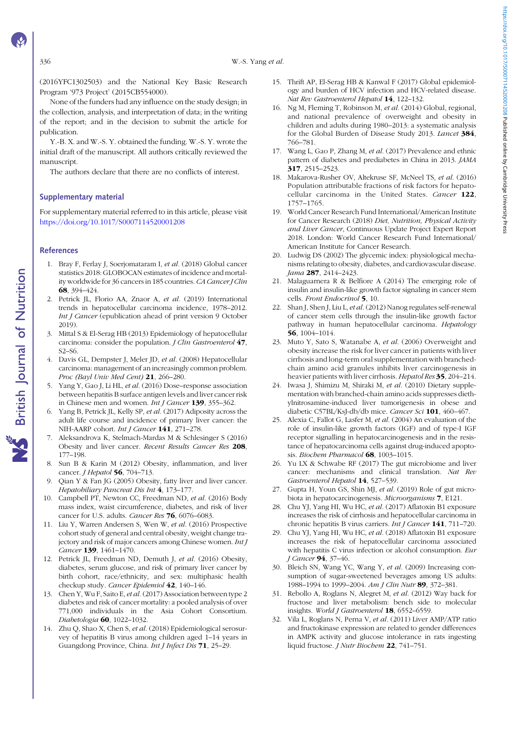(2016YFC1302503) and the National Key Basic Research Program '973 Project' (2015CB554000).

None of the funders had any influence on the study design; in the collection, analysis, and interpretation of data; in the writing of the report; and in the decision to submit the article for publication.

Y.-B. X. and W.-S. Y. obtained the funding. W.-S. Y. wrote the initial draft of the manuscript. All authors critically reviewed the manuscript.

The authors declare that there are no conflicts of interest.

## Supplementary material

For supplementary material referred to in this article, please visit https://doi.org/10.1017/S0007114520001208

## References

1. Bray F, Ferlay J, Soerjomataram I, *et al.* (2018) Global cancer statistics 2018: GLOBOCAN estimates of incidence and mortality worldwide for 36 cancers in 185 countries. *CA Cancer J Clin* **68**, 394–424.
2. Petrick JL, Florio AA, Znaor A, *et al.* (2019) International trends in hepatocellular carcinoma incidence, 1978–2012. *Int J Cancer* (epublication ahead of print version 9 October 2019).
3. Mittal S & El-Serag HB (2013) Epidemiology of hepatocellular carcinoma: consider the population. *J Clin Gastroenterol* **47**, S2–S6.
4. Davis GL, Dempster J, Meler JD, *et al.* (2008) Hepatocellular carcinoma: management of an increasingly common problem. *Proc (Bayl Univ Med Cent)* **21**, 266–280.
5. Yang Y, Gao J, Li HL, *et al.* (2016) Dose–response association between hepatitis B surface antigen levels and liver cancer risk in Chinese men and women. *Int J Cancer* **139**, 355–362.
6. Yang B, Petrick JL, Kelly SP, *et al.* (2017) Adiposity across the adult life course and incidence of primary liver cancer: the NIH-AARP cohort. *Int J Cancer* **141**, 271–278.
7. Aleksandrova K, Stelmach-Mardas M & Schlesinger S (2016) Obesity and liver cancer. *Recent Results Cancer Res* **208**, 177–198.
8. Sun B & Karin M (2012) Obesity, inflammation, and liver cancer. *J Hepatol* **56**, 704–713.
9. Qian Y & Fan JG (2005) Obesity, fatty liver and liver cancer. *Hepatobiliary Pancreat Dis Int* **4**, 173–177.
10. Campbell PT, Newton CC, Freedman ND, *et al.* (2016) Body mass index, waist circumference, diabetes, and risk of liver cancer for U.S. adults. *Cancer Res* **76**, 6076–6083.
11. Liu Y, Warren Andersen S, Wen W, *et al.* (2016) Prospective cohort study of general and central obesity, weight change trajectory and risk of major cancers among Chinese women. *Int J Cancer* **139**, 1461–1470.
12. Petrick JL, Freedman ND, Demuth J, *et al.* (2016) Obesity, diabetes, serum glucose, and risk of primary liver cancer by birth cohort, race/ethnicity, and sex: multiphasic health checkup study. *Cancer Epidemiol* **42**, 140–146.
13. Chen Y, Wu F, Saito E, *et al.* (2017) Association between type 2 diabetes and risk of cancer mortality: a pooled analysis of over 771,000 individuals in the Asia Cohort Consortium. *Diabetologia* **60**, 1022–1032.
14. Zhu Q, Shao X, Chen S, *et al.* (2018) Epidemiological serosurvey of hepatitis B virus among children aged 1–14 years in Guangdong Province, China. *Int J Infect Dis* **71**, 25–29.
15. Thrift AP, El-Serag HB & Kanwal F (2017) Global epidemiology and burden of HCV infection and HCV-related disease. *Nat Rev Gastroenterol Hepatol* **14**, 122–132.
16. Ng M, Fleming T, Robinson M, *et al.* (2014) Global, regional, and national prevalence of overweight and obesity in children and adults during 1980–2013: a systematic analysis for the Global Burden of Disease Study 2013. *Lancet* **384**, 766–781.
17. Wang L, Gao P, Zhang M, *et al.* (2017) Prevalence and ethnic pattern of diabetes and prediabetes in China in 2013. *JAMA* **317**, 2515–2523.
18. Makarova-Rusher OV, Altekruse SF, McNeel TS, *et al.* (2016) Population attributable fractions of risk factors for hepatocellular carcinoma in the United States. *Cancer* **122**, 1757–1765.
19. World Cancer Research Fund International/American Institute for Cancer Research (2018) *Diet, Nutrition, Physical Activity and Liver Cancer*, Continuous Update Project Expert Report 2018. London: World Cancer Research Fund International/American Institute for Cancer Research.
20. Ludwig DS (2002) The glycemic index: physiological mechanisms relating to obesity, diabetes, and cardiovascular disease. *Jama* **287**, 2414–2423.
21. Malaguarnera R & Belfiore A (2014) The emerging role of insulin and insulin-like growth factor signaling in cancer stem cells. *Front Endocrinol* **5**, 10.
22. Shan J, Shen J, Liu L, *et al.* (2012) Nanog regulates self-renewal of cancer stem cells through the insulin-like growth factor pathway in human hepatocellular carcinoma. *Hepatology* **56**, 1004–1014.
23. Muto Y, Sato S, Watanabe A, *et al.* (2006) Overweight and obesity increase the risk for liver cancer in patients with liver cirrhosis and long-term oral supplementation with branched-chain amino acid granules inhibits liver carcinogenesis in heavier patients with liver cirrhosis. *Hepatol Res* **35**, 204–214.
24. Iwasa J, Shimizu M, Shiraki M, *et al.* (2010) Dietary supplementation with branched-chain amino acids suppresses diethylnitrosamine-induced liver tumorigenesis in obese and diabetic C57BL/KsJ-db/db mice. *Cancer Sci* **101**, 460–467.
25. Alexia C, Fallot G, Lasfer M, *et al.* (2004) An evaluation of the role of insulin-like growth factors (IGF) and of type-I IGF receptor signalling in hepatocarcinogenesis and in the resistance of hepatocarcinoma cells against drug-induced apoptosis. *Biochem Pharmacol* **68**, 1003–1015.
26. Yu LX & Schwabe RF (2017) The gut microbiome and liver cancer: mechanisms and clinical translation. *Nat Rev Gastroenterol Hepatol* **14**, 527–539.
27. Gupta H, Youn GS, Shin MJ, *et al.* (2019) Role of gut microbiota in hepatocarcinogenesis. *Microorganisms* **7**, E121.
28. Chu YJ, Yang HI, Wu HC, *et al.* (2017) Aflatoxin B1 exposure increases the risk of cirrhosis and hepatocellular carcinoma in chronic hepatitis B virus carriers. *Int J Cancer* **141**, 711–720.
29. Chu YJ, Yang HI, Wu HC, *et al.* (2018) Aflatoxin B1 exposure increases the risk of hepatocellular carcinoma associated with hepatitis C virus infection or alcohol consumption. *Eur J Cancer* **94**, 37–46.
30. Bleich SN, Wang YC, Wang Y, *et al.* (2009) Increasing consumption of sugar-sweetened beverages among US adults: 1988–1994 to 1999–2004. *Am J Clin Nutr* **89**, 372–381.
31. Rebollo A, Roglans N, Alegret M, *et al.* (2012) Way back for fructose and liver metabolism: bench side to molecular insights. *World J Gastroenterol* **18**, 6552–6559.
32. Vila L, Roglans N, Perna V, *et al.* (2011) Liver AMP/ATP ratio and fructokinase expression are related to gender differences in AMPK activity and glucose intolerance in rats ingesting liquid fructose. *J Nutr Biochem* **22**, 741–751.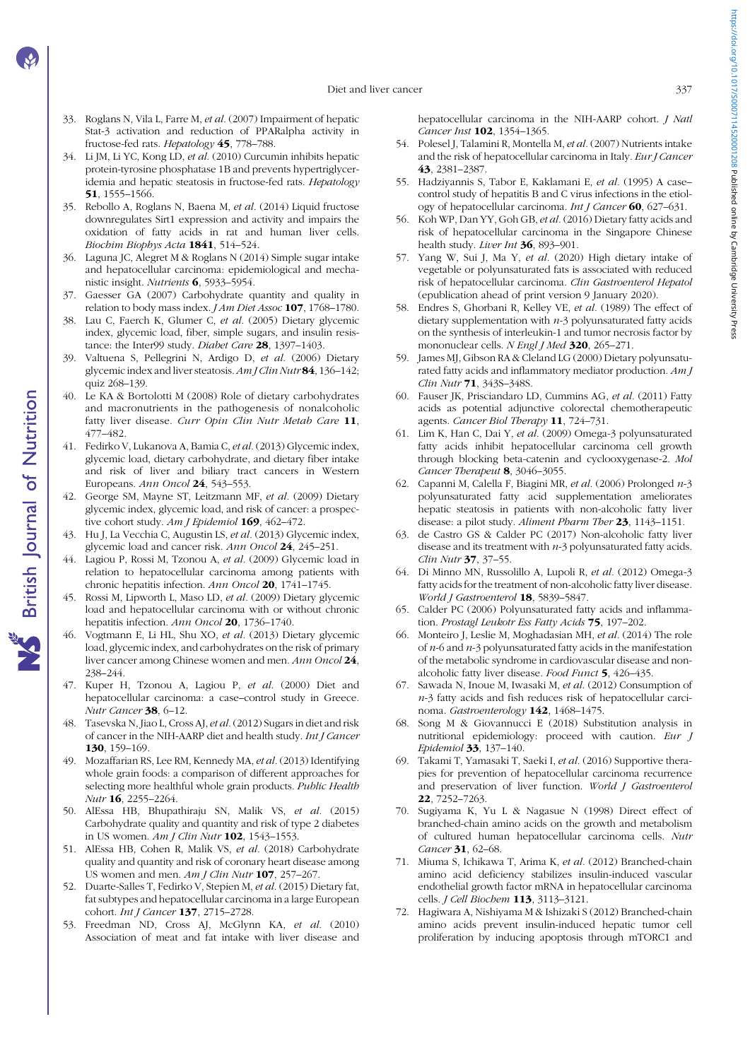33. Roglans N, Vila L, Farre M, *et al.* (2007) Impairment of hepatic Stat-3 activation and reduction of PPARalpha activity in fructose-fed rats. *Hepatology* **45**, 778–788.
34. Li JM, Li YC, Kong LD, *et al.* (2010) Curcumin inhibits hepatic protein-tyrosine phosphatase 1B and prevents hypertriglyceridemia and hepatic steatosis in fructose-fed rats. *Hepatology* **51**, 1555–1566.
35. Rebollo A, Roglans N, Baena M, *et al.* (2014) Liquid fructose downregulates Sirt1 expression and activity and impairs the oxidation of fatty acids in rat and human liver cells. *Biochim Biophys Acta* **1841**, 514–524.
36. Laguna JC, Alegret M & Roglans N (2014) Simple sugar intake and hepatocellular carcinoma: epidemiological and mechanistic insight. *Nutrients* **6**, 5933–5954.
37. Gaesser GA (2007) Carbohydrate quantity and quality in relation to body mass index. *J Am Diet Assoc* **107**, 1768–1780.
38. Lau C, Faerch K, Glumer C, *et al.* (2005) Dietary glycemic index, glycemic load, fiber, simple sugars, and insulin resistance: the Inter99 study. *Diabet Care* **28**, 1397–1403.
39. Valtuena S, Pellegrini N, Ardigo D, *et al.* (2006) Dietary glycemic index and liver steatosis. *Am J Clin Nutr* **84**, 136–142; quiz 268–139.
40. Le KA & Bortolotti M (2008) Role of dietary carbohydrates and macronutrients in the pathogenesis of nonalcoholic fatty liver disease. *Curr Opin Clin Nutr Metab Care* **11**, 477–482.
41. Fedirko V, Lukanova A, Bamia C, *et al.* (2013) Glycemic index, glycemic load, dietary carbohydrate, and dietary fiber intake and risk of liver and biliary tract cancers in Western Europeans. *Ann Oncol* **24**, 543–553.
42. George SM, Mayne ST, Leitzmann MF, *et al.* (2009) Dietary glycemic index, glycemic load, and risk of cancer: a prospective cohort study. *Am J Epidemiol* **169**, 462–472.
43. Hu J, La Vecchia C, Augustin LS, *et al.* (2013) Glycemic index, glycemic load and cancer risk. *Ann Oncol* **24**, 245–251.
44. Lagiou P, Rossi M, Tzonou A, *et al.* (2009) Glycemic load in relation to hepatocellular carcinoma among patients with chronic hepatitis infection. *Ann Oncol* **20**, 1741–1745.
45. Rossi M, Lipworth L, Maso LD, *et al.* (2009) Dietary glycemic load and hepatocellular carcinoma with or without chronic hepatitis infection. *Ann Oncol* **20**, 1736–1740.
46. Vogtmann E, Li HL, Shu XO, *et al.* (2013) Dietary glycemic load, glycemic index, and carbohydrates on the risk of primary liver cancer among Chinese women and men. *Ann Oncol* **24**, 238–244.
47. Kuper H, Tzonou A, Lagiou P, *et al.* (2000) Diet and hepatocellular carcinoma: a case–control study in Greece. *Nutr Cancer* **38**, 6–12.
48. Tasevska N, Jiao L, Cross AJ, *et al.* (2012) Sugars in diet and risk of cancer in the NIH-AARP diet and health study. *Int J Cancer* **130**, 159–169.
49. Mozaffarian RS, Lee RM, Kennedy MA, *et al.* (2013) Identifying whole grain foods: a comparison of different approaches for selecting more healthful whole grain products. *Public Health Nutr* **16**, 2255–2264.
50. AlEssa HB, Bhupathiraju SN, Malik VS, *et al.* (2015) Carbohydrate quality and quantity and risk of type 2 diabetes in US women. *Am J Clin Nutr* **102**, 1543–1553.
51. AlEssa HB, Cohen R, Malik VS, *et al.* (2018) Carbohydrate quality and quantity and risk of coronary heart disease among US women and men. *Am J Clin Nutr* **107**, 257–267.
52. Duarte-Salles T, Fedirko V, Stepien M, *et al.* (2015) Dietary fat, fat subtypes and hepatocellular carcinoma in a large European cohort. *Int J Cancer* **137**, 2715–2728.
53. Freedman ND, Cross AJ, McGlynn KA, *et al.* (2010) Association of meat and fat intake with liver disease and hepatocellular carcinoma in the NIH-AARP cohort. *J Natl Cancer Inst* **102**, 1354–1365.
54. Polesel J, Talamini R, Montella M, *et al.* (2007) Nutrients intake and the risk of hepatocellular carcinoma in Italy. *Eur J Cancer* **43**, 2381–2387.
55. Hadziyannis S, Tabor E, Kaklamani E, *et al.* (1995) A case–control study of hepatitis B and C virus infections in the etiology of hepatocellular carcinoma. *Int J Cancer* **60**, 627–631.
56. Koh WP, Dan YY, Goh GB, *et al.* (2016) Dietary fatty acids and risk of hepatocellular carcinoma in the Singapore Chinese health study. *Liver Int* **36**, 893–901.
57. Yang W, Sui J, Ma Y, *et al.* (2020) High dietary intake of vegetable or polyunsaturated fats is associated with reduced risk of hepatocellular carcinoma. *Clin Gastroenterol Hepatol* (epublication ahead of print version 9 January 2020).
58. Endres S, Ghorbani R, Kelley VE, *et al.* (1989) The effect of dietary supplementation with *n*-3 polyunsaturated fatty acids on the synthesis of interleukin-1 and tumor necrosis factor by mononuclear cells. *N Engl J Med* **320**, 265–271.
59. James MJ, Gibson RA & Cleland LG (2000) Dietary polyunsaturated fatty acids and inflammatory mediator production. *Am J Clin Nutr* **71**, 343S–348S.
60. Fauser JK, Prisciandaro LD, Cummins AG, *et al.* (2011) Fatty acids as potential adjunctive colorectal chemotherapeutic agents. *Cancer Biol Therapy* **11**, 724–731.
61. Lim K, Han C, Dai Y, *et al.* (2009) Omega-3 polyunsaturated fatty acids inhibit hepatocellular carcinoma cell growth through blocking beta-catenin and cyclooxygenase-2. *Mol Cancer Therapeut* **8**, 3046–3055.
62. Capanni M, Calella F, Biagini MR, *et al.* (2006) Prolonged *n*-3 polyunsaturated fatty acid supplementation ameliorates hepatic steatosis in patients with non-alcoholic fatty liver disease: a pilot study. *Aliment Pharm Ther* **23**, 1143–1151.
63. de Castro GS & Calder PC (2017) Non-alcoholic fatty liver disease and its treatment with *n*-3 polyunsaturated fatty acids. *Clin Nutr* **37**, 37–55.
64. Di Minno MN, Russolillo A, Lupoli R, *et al.* (2012) Omega-3 fatty acids for the treatment of non-alcoholic fatty liver disease. *World J Gastroenterol* **18**, 5839–5847.
65. Calder PC (2006) Polyunsaturated fatty acids and inflammation. *Prostagl Leukotr Ess Fatty Acids* **75**, 197–202.
66. Monteiro J, Leslie M, Moghadasian MH, *et al.* (2014) The role of *n*-6 and *n*-3 polyunsaturated fatty acids in the manifestation of the metabolic syndrome in cardiovascular disease and non-alcoholic fatty liver disease. *Food Funct* **5**, 426–435.
67. Sawada N, Inoue M, Iwasaki M, *et al.* (2012) Consumption of *n*-3 fatty acids and fish reduces risk of hepatocellular carcinoma. *Gastroenterology* **142**, 1468–1475.
68. Song M & Giovannucci E (2018) Substitution analysis in nutritional epidemiology: proceed with caution. *Eur J Epidemiol* **33**, 137–140.
69. Takami T, Yamasaki T, Saeki I, *et al.* (2016) Supportive therapies for prevention of hepatocellular carcinoma recurrence and preservation of liver function. *World J Gastroenterol* **22**, 7252–7263.
70. Sugiyama K, Yu L & Nagasue N (1998) Direct effect of branched-chain amino acids on the growth and metabolism of cultured human hepatocellular carcinoma cells. *Nutr Cancer* **31**, 62–68.
71. Miuma S, Ichikawa T, Arima K, *et al.* (2012) Branched-chain amino acid deficiency stabilizes insulin-induced vascular endothelial growth factor mRNA in hepatocellular carcinoma cells. *J Cell Biochem* **113**, 3113–3121.
72. Hagiwara A, Nishiyama M & Ishizaki S (2012) Branched-chain amino acids prevent insulin-induced hepatic tumor cell proliferation by inducing apoptosis through mTORC1 and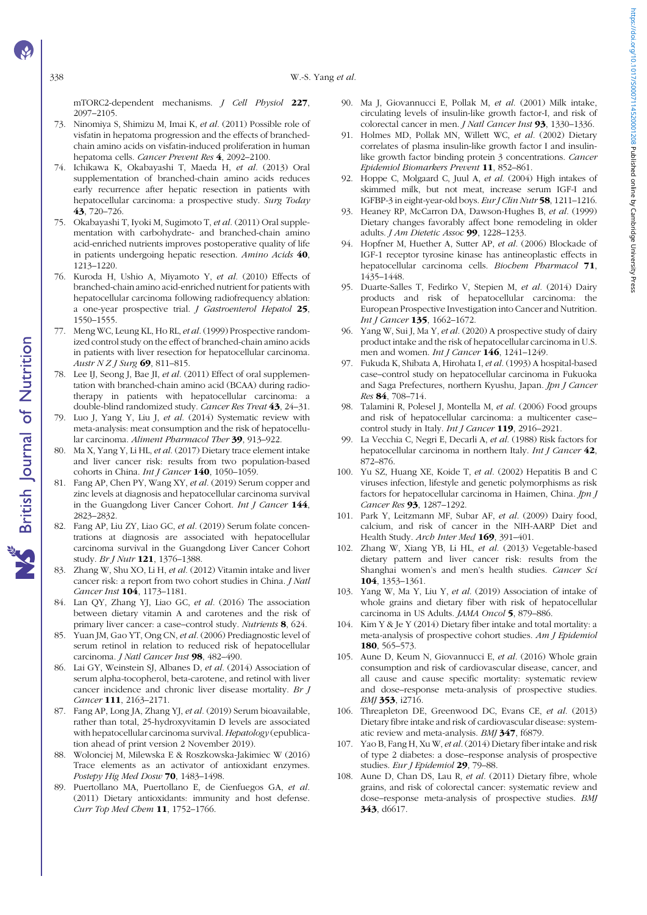mTORC2-dependent mechanisms. *J Cell Physiol* **227**, 2097–2105.

73. Ninomiya S, Shimizu M, Imai K, *et al.* (2011) Possible role of visfatin in hepatoma progression and the effects of branched-chain amino acids on visfatin-induced proliferation in human hepatoma cells. *Cancer Prevent Res* **4**, 2092–2100.
74. Ichikawa K, Okabayashi T, Maeda H, *et al.* (2013) Oral supplementation of branched-chain amino acids reduces early recurrence after hepatic resection in patients with hepatocellular carcinoma: a prospective study. *Surg Today* **43**, 720–726.
75. Okabayashi T, Iyoki M, Sugimoto T, *et al.* (2011) Oral supplementation with carbohydrate- and branched-chain amino acid-enriched nutrients improves postoperative quality of life in patients undergoing hepatic resection. *Amino Acids* **40**, 1213–1220.
76. Kuroda H, Ushio A, Miyamoto Y, *et al.* (2010) Effects of branched-chain amino acid-enriched nutrient for patients with hepatocellular carcinoma following radiofrequency ablation: a one-year prospective trial. *J Gastroenterol Hepatol* **25**, 1550–1555.
77. Meng WC, Leung KL, Ho RL, *et al.* (1999) Prospective randomized control study on the effect of branched-chain amino acids in patients with liver resection for hepatocellular carcinoma. *Austr N Z J Surg* **69**, 811–815.
78. Lee IJ, Seong J, Bae JI, *et al.* (2011) Effect of oral supplementation with branched-chain amino acid (BCAA) during radiotherapy in patients with hepatocellular carcinoma: a double-blind randomized study. *Cancer Res Treat* **43**, 24–31.
79. Luo J, Yang Y, Liu J, *et al.* (2014) Systematic review with meta-analysis: meat consumption and the risk of hepatocellular carcinoma. *Aliment Pharmacol Ther* **39**, 913–922.
80. Ma X, Yang Y, Li HL, *et al.* (2017) Dietary trace element intake and liver cancer risk: results from two population-based cohorts in China. *Int J Cancer* **140**, 1050–1059.
81. Fang AP, Chen PY, Wang XY, *et al.* (2019) Serum copper and zinc levels at diagnosis and hepatocellular carcinoma survival in the Guangdong Liver Cancer Cohort. *Int J Cancer* **144**, 2823–2832.
82. Fang AP, Liu ZY, Liao GC, *et al.* (2019) Serum folate concentrations at diagnosis are associated with hepatocellular carcinoma survival in the Guangdong Liver Cancer Cohort study. *Br J Nutr* **121**, 1376–1388.
83. Zhang W, Shu XO, Li H, *et al.* (2012) Vitamin intake and liver cancer risk: a report from two cohort studies in China. *J Natl Cancer Inst* **104**, 1173–1181.
84. Lan QY, Zhang YJ, Liao GC, *et al.* (2016) The association between dietary vitamin A and carotenes and the risk of primary liver cancer: a case–control study. *Nutrients* **8**, 624.
85. Yuan JM, Gao YT, Ong CN, *et al.* (2006) Prediagnostic level of serum retinol in relation to reduced risk of hepatocellular carcinoma. *J Natl Cancer Inst* **98**, 482–490.
86. Lai GY, Weinstein SJ, Albanes D, *et al.* (2014) Association of serum alpha-tocopherol, beta-carotene, and retinol with liver cancer incidence and chronic liver disease mortality. *Br J Cancer* **111**, 2163–2171.
87. Fang AP, Long JA, Zhang YJ, *et al.* (2019) Serum bioavailable, rather than total, 25-hydroxyvitamin D levels are associated with hepatocellular carcinoma survival. *Hepatology* (epublication ahead of print version 2 November 2019).
88. Wolonciej M, Milewska E & Roszkowska-Jakimiec W (2016) Trace elements as an activator of antioxidant enzymes. *Postepy Hig Med Dosw* **70**, 1483–1498.
89. Puertollano MA, Puertollano E, de Cienfuegos GA, *et al.* (2011) Dietary antioxidants: immunity and host defense. *Curr Top Med Chem* **11**, 1752–1766.
90. Ma J, Giovannucci E, Pollak M, *et al.* (2001) Milk intake, circulating levels of insulin-like growth factor-I, and risk of colorectal cancer in men. *J Natl Cancer Inst* **93**, 1330–1336.
91. Holmes MD, Pollak MN, Willett WC, *et al.* (2002) Dietary correlates of plasma insulin-like growth factor I and insulin-like growth factor binding protein 3 concentrations. *Cancer Epidemiol Biomarkers Prevent* **11**, 852–861.
92. Hoppe C, Molgaard C, Juul A, *et al.* (2004) High intakes of skimmed milk, but not meat, increase serum IGF-I and IGFBP-3 in eight-year-old boys. *Eur J Clin Nutr* **58**, 1211–1216.
93. Heaney RP, McCarron DA, Dawson-Hughes B, *et al.* (1999) Dietary changes favorably affect bone remodeling in older adults. *J Am Dietetic Assoc* **99**, 1228–1233.
94. Hopfner M, Huether A, Sutter AP, *et al.* (2006) Blockade of IGF-1 receptor tyrosine kinase has antineoplastic effects in hepatocellular carcinoma cells. *Biochem Pharmacol* **71**, 1435–1448.
95. Duarte-Salles T, Fedirko V, Stepien M, *et al.* (2014) Dairy products and risk of hepatocellular carcinoma: the European Prospective Investigation into Cancer and Nutrition. *Int J Cancer* **135**, 1662–1672.
96. Yang W, Sui J, Ma Y, *et al.* (2020) A prospective study of dairy product intake and the risk of hepatocellular carcinoma in U.S. men and women. *Int J Cancer* **146**, 1241–1249.
97. Fukuda K, Shibata A, Hirohata I, *et al.* (1993) A hospital-based case–control study on hepatocellular carcinoma in Fukuoka and Saga Prefectures, northern Kyushu, Japan. *Jpn J Cancer Res* **84**, 708–714.
98. Talamini R, Polesel J, Montella M, *et al.* (2006) Food groups and risk of hepatocellular carcinoma: a multicenter case–control study in Italy. *Int J Cancer* **119**, 2916–2921.
99. La Vecchia C, Negri E, Decarli A, *et al.* (1988) Risk factors for hepatocellular carcinoma in northern Italy. *Int J Cancer* **42**, 872–876.
100. Yu SZ, Huang XE, Koide T, *et al.* (2002) Hepatitis B and C viruses infection, lifestyle and genetic polymorphisms as risk factors for hepatocellular carcinoma in Haimen, China. *Jpn J Cancer Res* **93**, 1287–1292.
101. Park Y, Leitzmann MF, Subar AF, *et al.* (2009) Dairy food, calcium, and risk of cancer in the NIH-AARP Diet and Health Study. *Arch Inter Med* **169**, 391–401.
102. Zhang W, Xiang YB, Li HL, *et al.* (2013) Vegetable-based dietary pattern and liver cancer risk: results from the Shanghai women's and men's health studies. *Cancer Sci* **104**, 1353–1361.
103. Yang W, Ma Y, Liu Y, *et al.* (2019) Association of intake of whole grains and dietary fiber with risk of hepatocellular carcinoma in US Adults. *JAMA Oncol* **5**, 879–886.
104. Kim Y & Je Y (2014) Dietary fiber intake and total mortality: a meta-analysis of prospective cohort studies. *Am J Epidemiol* **180**, 565–573.
105. Aune D, Keum N, Giovannucci E, *et al.* (2016) Whole grain consumption and risk of cardiovascular disease, cancer, and all cause and cause specific mortality: systematic review and dose–response meta-analysis of prospective studies. *BMJ* **353**, i2716.
106. Threapleton DE, Greenwood DC, Evans CE, *et al.* (2013) Dietary fibre intake and risk of cardiovascular disease: systematic review and meta-analysis. *BMJ* **347**, f6879.
107. Yao B, Fang H, Xu W, *et al.* (2014) Dietary fiber intake and risk of type 2 diabetes: a dose–response analysis of prospective studies. *Eur J Epidemiol* **29**, 79–88.
108. Aune D, Chan DS, Lau R, *et al.* (2011) Dietary fibre, whole grains, and risk of colorectal cancer: systematic review and dose–response meta-analysis of prospective studies. *BMJ* **343**, d6617.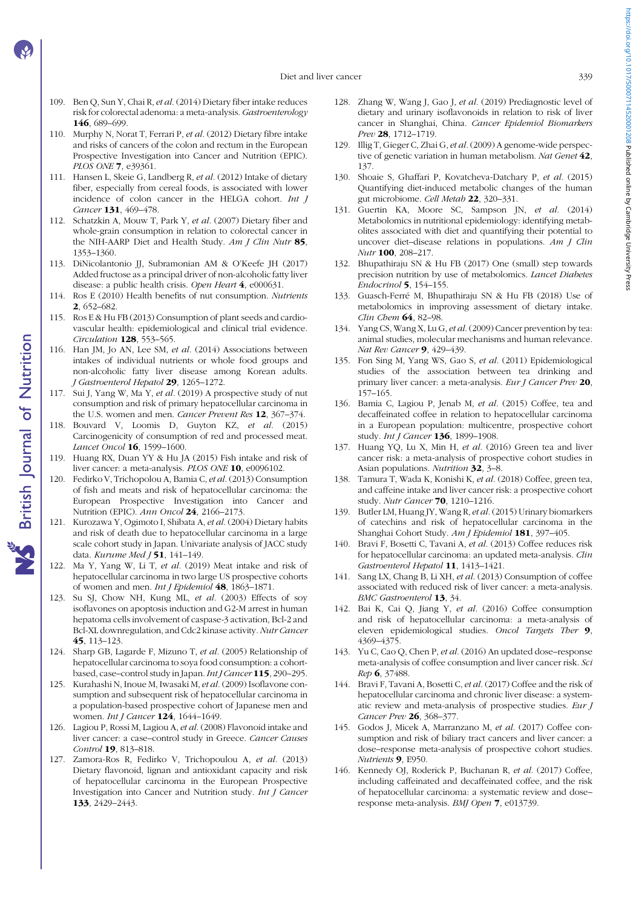109. Ben Q, Sun Y, Chai R, *et al.* (2014) Dietary fiber intake reduces risk for colorectal adenoma: a meta-analysis. *Gastroenterology* **146**, 689–699.
110. Murphy N, Norat T, Ferrari P, *et al.* (2012) Dietary fibre intake and risks of cancers of the colon and rectum in the European Prospective Investigation into Cancer and Nutrition (EPIC). *PLOS ONE* **7**, e39361.
111. Hansen L, Skeie G, Landberg R, *et al.* (2012) Intake of dietary fiber, especially from cereal foods, is associated with lower incidence of colon cancer in the HELGA cohort. *Int J Cancer* **131**, 469–478.
112. Schatzkin A, Mouw T, Park Y, *et al.* (2007) Dietary fiber and whole-grain consumption in relation to colorectal cancer in the NIH-AARP Diet and Health Study. *Am J Clin Nutr* **85**, 1353–1360.
113. DiNicolantonio JJ, Subramonian AM & O'Keefe JH (2017) Added fructose as a principal driver of non-alcoholic fatty liver disease: a public health crisis. *Open Heart* **4**, e000631.
114. Ros E (2010) Health benefits of nut consumption. *Nutrients* **2**, 652–682.
115. Ros E & Hu FB (2013) Consumption of plant seeds and cardiovascular health: epidemiological and clinical trial evidence. *Circulation* **128**, 553–565.
116. Han JM, Jo AN, Lee SM, *et al.* (2014) Associations between intakes of individual nutrients or whole food groups and non-alcoholic fatty liver disease among Korean adults. *J Gastroenterol Hepatol* **29**, 1265–1272.
117. Sui J, Yang W, Ma Y, *et al.* (2019) A prospective study of nut consumption and risk of primary hepatocellular carcinoma in the U.S. women and men. *Cancer Prevent Res* **12**, 367–374.
118. Bouvard V, Loomis D, Guyton KZ, *et al.* (2015) Carcinogenicity of consumption of red and processed meat. *Lancet Oncol* **16**, 1599–1600.
119. Huang RX, Duan YY & Hu JA (2015) Fish intake and risk of liver cancer: a meta-analysis. *PLOS ONE* **10**, e0096102.
120. Fedirko V, Trichopolou A, Bamia C, *et al.* (2013) Consumption of fish and meats and risk of hepatocellular carcinoma: the European Prospective Investigation into Cancer and Nutrition (EPIC). *Ann Oncol* **24**, 2166–2173.
121. Kurozawa Y, Ogimoto I, Shibata A, *et al.* (2004) Dietary habits and risk of death due to hepatocellular carcinoma in a large scale cohort study in Japan. Univariate analysis of JACC study data. *Kurume Med J* **51**, 141–149.
122. Ma Y, Yang W, Li T, *et al.* (2019) Meat intake and risk of hepatocellular carcinoma in two large US prospective cohorts of women and men. *Int J Epidemiol* **48**, 1863–1871.
123. Su SJ, Chow NH, Kung ML, *et al.* (2003) Effects of soy isoflavones on apoptosis induction and G2-M arrest in human hepatoma cells involvement of caspase-3 activation, Bcl-2 and Bcl-XL downregulation, and Cdc2 kinase activity. *Nutr Cancer* **45**, 113–123.
124. Sharp GB, Lagarde F, Mizuno T, *et al.* (2005) Relationship of hepatocellular carcinoma to soya food consumption: a cohort-based, case–control study in Japan. *Int J Cancer* **115**, 290–295.
125. Kurahashi N, Inoue M, Iwasaki M, *et al.* (2009) Isoflavone consumption and subsequent risk of hepatocellular carcinoma in a population-based prospective cohort of Japanese men and women. *Int J Cancer* **124**, 1644–1649.
126. Lagiou P, Rossi M, Lagiou A, *et al.* (2008) Flavonoid intake and liver cancer: a case–control study in Greece. *Cancer Causes Control* **19**, 813–818.
127. Zamora-Ros R, Fedirko V, Trichopoulou A, *et al.* (2013) Dietary flavonoid, lignan and antioxidant capacity and risk of hepatocellular carcinoma in the European Prospective Investigation into Cancer and Nutrition study. *Int J Cancer* **133**, 2429–2443.
128. Zhang W, Wang J, Gao J, *et al.* (2019) Prediagnostic level of dietary and urinary isoflavonoids in relation to risk of liver cancer in Shanghai, China. *Cancer Epidemiol Biomarkers Prev* **28**, 1712–1719.
129. Illig T, Gieger C, Zhai G, *et al.* (2009) A genome-wide perspective of genetic variation in human metabolism. *Nat Genet* **42**, 137.
130. Shoaie S, Ghaffari P, Kovatcheva-Datchary P, *et al.* (2015) Quantifying diet-induced metabolic changes of the human gut microbiome. *Cell Metab* **22**, 320–331.
131. Guertin KA, Moore SC, Sampson JN, *et al.* (2014) Metabolomics in nutritional epidemiology: identifying metabolites associated with diet and quantifying their potential to uncover diet–disease relations in populations. *Am J Clin Nutr* **100**, 208–217.
132. Bhupathiraju SN & Hu FB (2017) One (small) step towards precision nutrition by use of metabolomics. *Lancet Diabetes Endocrinol* **5**, 154–155.
133. Guasch-Ferré M, Bhupathiraju SN & Hu FB (2018) Use of metabolomics in improving assessment of dietary intake. *Clin Chem* **64**, 82–98.
134. Yang CS, Wang X, Lu G, *et al.* (2009) Cancer prevention by tea: animal studies, molecular mechanisms and human relevance. *Nat Rev Cancer* **9**, 429–439.
135. Fon Sing M, Yang WS, Gao S, *et al.* (2011) Epidemiological studies of the association between tea drinking and primary liver cancer: a meta-analysis. *Eur J Cancer Prev* **20**, 157–165.
136. Bamia C, Lagiou P, Jenab M, *et al.* (2015) Coffee, tea and decaffeinated coffee in relation to hepatocellular carcinoma in a European population: multicentre, prospective cohort study. *Int J Cancer* **136**, 1899–1908.
137. Huang YQ, Lu X, Min H, *et al.* (2016) Green tea and liver cancer risk: a meta-analysis of prospective cohort studies in Asian populations. *Nutrition* **32**, 3–8.
138. Tamura T, Wada K, Konishi K, *et al.* (2018) Coffee, green tea, and caffeine intake and liver cancer risk: a prospective cohort study. *Nutr Cancer* **70**, 1210–1216.
139. Butler LM, Huang JY, Wang R, *et al.* (2015) Urinary biomarkers of catechins and risk of hepatocellular carcinoma in the Shanghai Cohort Study. *Am J Epidemiol* **181**, 397–405.
140. Bravi F, Bosetti C, Tavani A, *et al.* (2013) Coffee reduces risk for hepatocellular carcinoma: an updated meta-analysis. *Clin Gastroenterol Hepatol* **11**, 1413–1421.
141. Sang LX, Chang B, Li XH, *et al.* (2013) Consumption of coffee associated with reduced risk of liver cancer: a meta-analysis. *BMC Gastroenterol* **13**, 34.
142. Bai K, Cai Q, Jiang Y, *et al.* (2016) Coffee consumption and risk of hepatocellular carcinoma: a meta-analysis of eleven epidemiological studies. *Oncol Targets Ther* **9**, 4369–4375.
143. Yu C, Cao Q, Chen P, *et al.* (2016) An updated dose–response meta-analysis of coffee consumption and liver cancer risk. *Sci Rep* **6**, 37488.
144. Bravi F, Tavani A, Bosetti C, *et al.* (2017) Coffee and the risk of hepatocellular carcinoma and chronic liver disease: a systematic review and meta-analysis of prospective studies. *Eur J Cancer Prev* **26**, 368–377.
145. Godos J, Micek A, Marranzano M, *et al.* (2017) Coffee consumption and risk of biliary tract cancers and liver cancer: a dose–response meta-analysis of prospective cohort studies. *Nutrients* **9**, E950.
146. Kennedy OJ, Roderick P, Buchanan R, *et al.* (2017) Coffee, including caffeinated and decaffeinated coffee, and the risk of hepatocellular carcinoma: a systematic review and dose–response meta-analysis. *BMJ Open* **7**, e013739.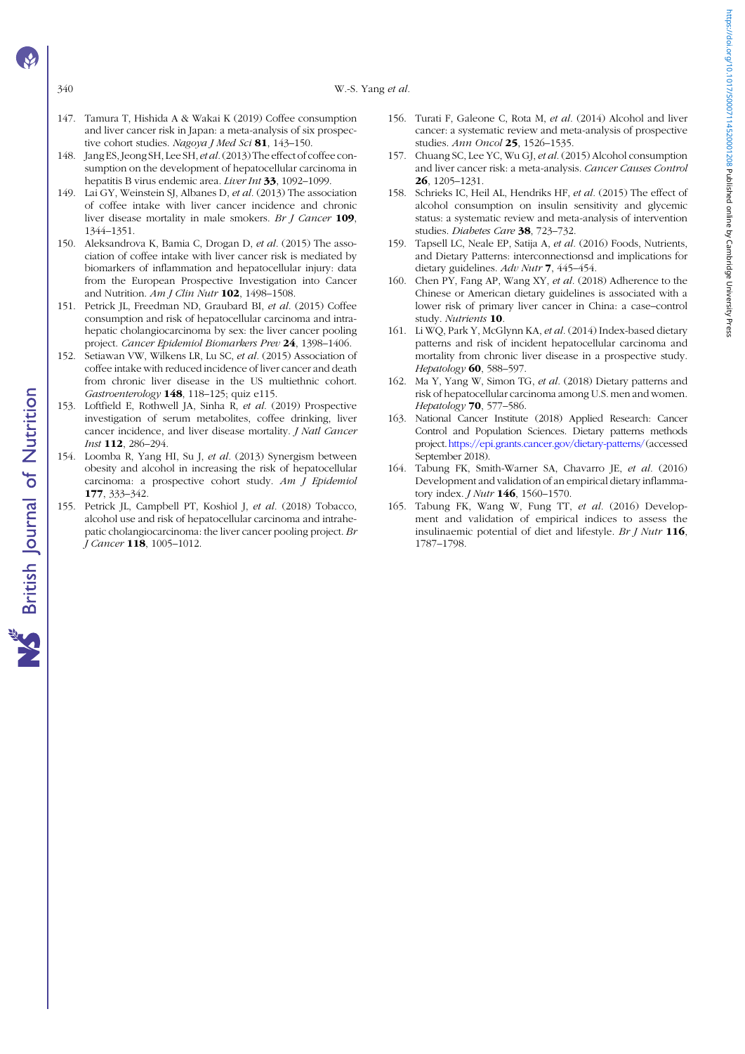147. Tamura T, Hishida A & Wakai K (2019) Coffee consumption and liver cancer risk in Japan: a meta-analysis of six prospective cohort studies. *Nagoya J Med Sci* **81**, 143–150.
148. Jang ES, Jeong SH, Lee SH, *et al.* (2013) The effect of coffee consumption on the development of hepatocellular carcinoma in hepatitis B virus endemic area. *Liver Int* **33**, 1092–1099.
149. Lai GY, Weinstein SJ, Albanes D, *et al.* (2013) The association of coffee intake with liver cancer incidence and chronic liver disease mortality in male smokers. *Br J Cancer* **109**, 1344–1351.
150. Aleksandrova K, Bamia C, Drogan D, *et al.* (2015) The association of coffee intake with liver cancer risk is mediated by biomarkers of inflammation and hepatocellular injury: data from the European Prospective Investigation into Cancer and Nutrition. *Am J Clin Nutr* **102**, 1498–1508.
151. Petrick JL, Freedman ND, Graubard BI, *et al.* (2015) Coffee consumption and risk of hepatocellular carcinoma and intrahepatic cholangiocarcinoma by sex: the liver cancer pooling project. *Cancer Epidemiol Biomarkers Prev* **24**, 1398–1406.
152. Setiawan VW, Wilkens LR, Lu SC, *et al.* (2015) Association of coffee intake with reduced incidence of liver cancer and death from chronic liver disease in the US multiethnic cohort. *Gastroenterology* **148**, 118–125; quiz e115.
153. Loftfield E, Rothwell JA, Sinha R, *et al.* (2019) Prospective investigation of serum metabolites, coffee drinking, liver cancer incidence, and liver disease mortality. *J Natl Cancer Inst* **112**, 286–294.
154. Loomba R, Yang HI, Su J, *et al.* (2013) Synergism between obesity and alcohol in increasing the risk of hepatocellular carcinoma: a prospective cohort study. *Am J Epidemiol* **177**, 333–342.
155. Petrick JL, Campbell PT, Koshiol J, *et al.* (2018) Tobacco, alcohol use and risk of hepatocellular carcinoma and intrahepatic cholangiocarcinoma: the liver cancer pooling project. *Br J Cancer* **118**, 1005–1012.
156. Turati F, Galeone C, Rota M, *et al.* (2014) Alcohol and liver cancer: a systematic review and meta-analysis of prospective studies. *Ann Oncol* **25**, 1526–1535.
157. Chuang SC, Lee YC, Wu GJ, *et al.* (2015) Alcohol consumption and liver cancer risk: a meta-analysis. *Cancer Causes Control* **26**, 1205–1231.
158. Schrieks IC, Heil AL, Hendriks HF, *et al.* (2015) The effect of alcohol consumption on insulin sensitivity and glycemic status: a systematic review and meta-analysis of intervention studies. *Diabetes Care* **38**, 723–732.
159. Tapsell LC, Neale EP, Satija A, *et al.* (2016) Foods, Nutrients, and Dietary Patterns: interconnectionsd and implications for dietary guidelines. *Adv Nutr* **7**, 445–454.
160. Chen PY, Fang AP, Wang XY, *et al.* (2018) Adherence to the Chinese or American dietary guidelines is associated with a lower risk of primary liver cancer in China: a case–control study. *Nutrients* **10**.
161. Li WQ, Park Y, McGlynn KA, *et al.* (2014) Index-based dietary patterns and risk of incident hepatocellular carcinoma and mortality from chronic liver disease in a prospective study. *Hepatology* **60**, 588–597.
162. Ma Y, Yang W, Simon TG, *et al.* (2018) Dietary patterns and risk of hepatocellular carcinoma among U.S. men and women. *Hepatology* **70**, 577–586.
163. National Cancer Institute (2018) Applied Research: Cancer Control and Population Sciences. Dietary patterns methods project. https://epi.grants.cancer.gov/dietary-patterns/ (accessed September 2018).
164. Tabung FK, Smith-Warner SA, Chavarro JE, *et al.* (2016) Development and validation of an empirical dietary inflammatory index. *J Nutr* **146**, 1560–1570.
165. Tabung FK, Wang W, Fung TT, *et al.* (2016) Development and validation of empirical indices to assess the insulinaemic potential of diet and lifestyle. *Br J Nutr* **116**, 1787–1798.